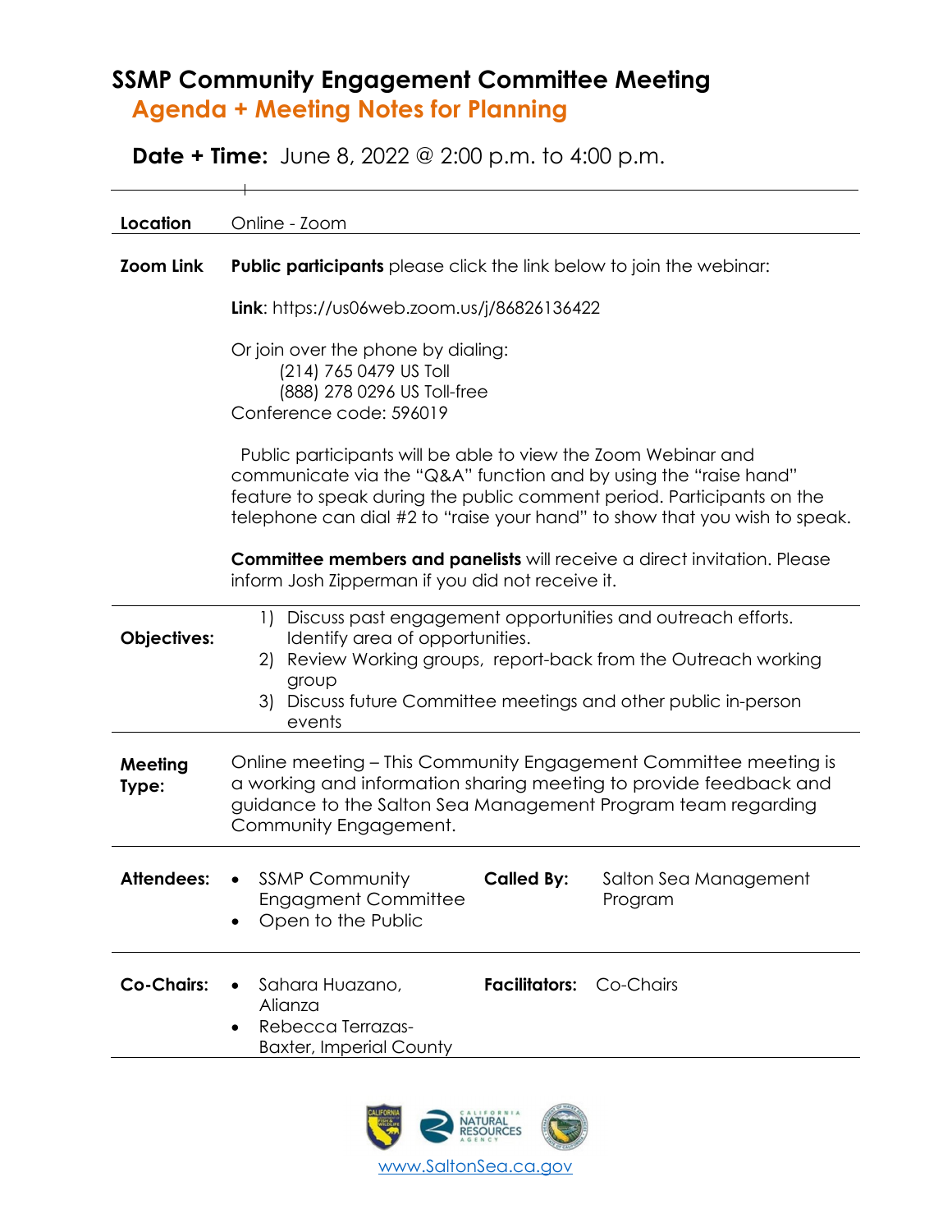# SSMP Community Engagement Committee Meeting

## Agenda + Meeting Notes for Planning

**Date + Time:** June 8, 2022 @ 2:00 p.m. to 4:00 p.m.

| | |
|---|---|
| **Location** | Online - Zoom |
| **Zoom Link** | **Public participants** please click the link below to join the webinar:<br><br>**Link**: https://us06web.zoom.us/j/86826136422<br><br>Or join over the phone by dialing:<br>(214) 765 0479 US Toll<br>(888) 278 0296 US Toll-free<br>Conference code: 596019<br><br>Public participants will be able to view the Zoom Webinar and communicate via the "Q&A" function and by using the "raise hand" feature to speak during the public comment period. Participants on the telephone can dial #2 to "raise your hand" to show that you wish to speak.<br><br>**Committee members and panelists** will receive a direct invitation. Please inform Josh Zipperman if you did not receive it. |
| **Objectives:** | 1) Discuss past engagement opportunities and outreach efforts. Identify area of opportunities.<br>2) Review Working groups, report-back from the Outreach working group<br>3) Discuss future Committee meetings and other public in-person events |
| **Meeting Type:** | Online meeting – This Community Engagement Committee meeting is a working and information sharing meeting to provide feedback and guidance to the Salton Sea Management Program team regarding Community Engagement. |

| | | | |
|---|---|---|---|
| **Attendees:** | • SSMP Community Engagment Committee<br>• Open to the Public | **Called By:** | Salton Sea Management Program |
| **Co-Chairs:** | • Sahara Huazano, Alianza<br>• Rebecca Terrazas-Baxter, Imperial County | **Facilitators:** | Co-Chairs |

www.SaltonSea.ca.gov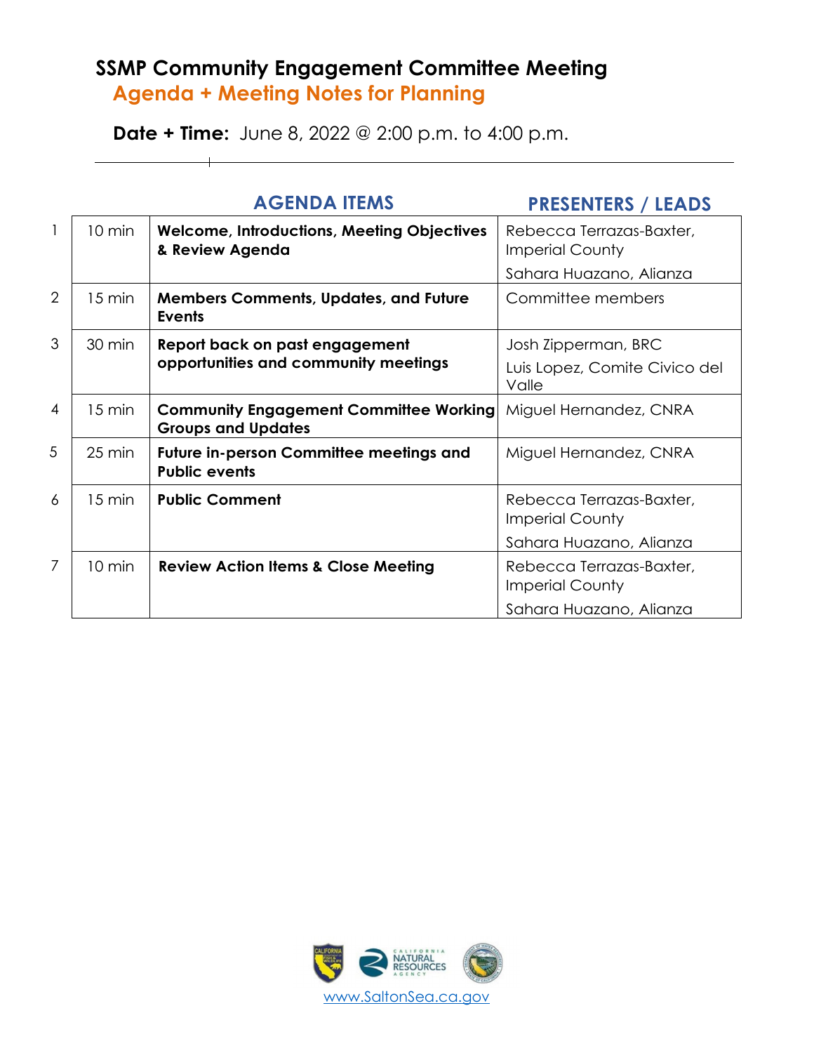# SSMP Community Engagement Committee Meeting

## Agenda + Meeting Notes for Planning

**Date + Time:** June 8, 2022 @ 2:00 p.m. to 4:00 p.m.

| | | AGENDA ITEMS | PRESENTERS / LEADS |
|---|---|---|---|
| 1 | 10 min | **Welcome, Introductions, Meeting Objectives & Review Agenda** | Rebecca Terrazas-Baxter, Imperial County<br>Sahara Huazano, Alianza |
| 2 | 15 min | **Members Comments, Updates, and Future Events** | Committee members |
| 3 | 30 min | **Report back on past engagement opportunities and community meetings** | Josh Zipperman, BRC<br>Luis Lopez, Comite Civico del Valle |
| 4 | 15 min | **Community Engagement Committee Working Groups and Updates** | Miguel Hernandez, CNRA |
| 5 | 25 min | **Future in-person Committee meetings and Public events** | Miguel Hernandez, CNRA |
| 6 | 15 min | **Public Comment** | Rebecca Terrazas-Baxter, Imperial County<br>Sahara Huazano, Alianza |
| 7 | 10 min | **Review Action Items & Close Meeting** | Rebecca Terrazas-Baxter, Imperial County<br>Sahara Huazano, Alianza |

www.SaltonSea.ca.gov